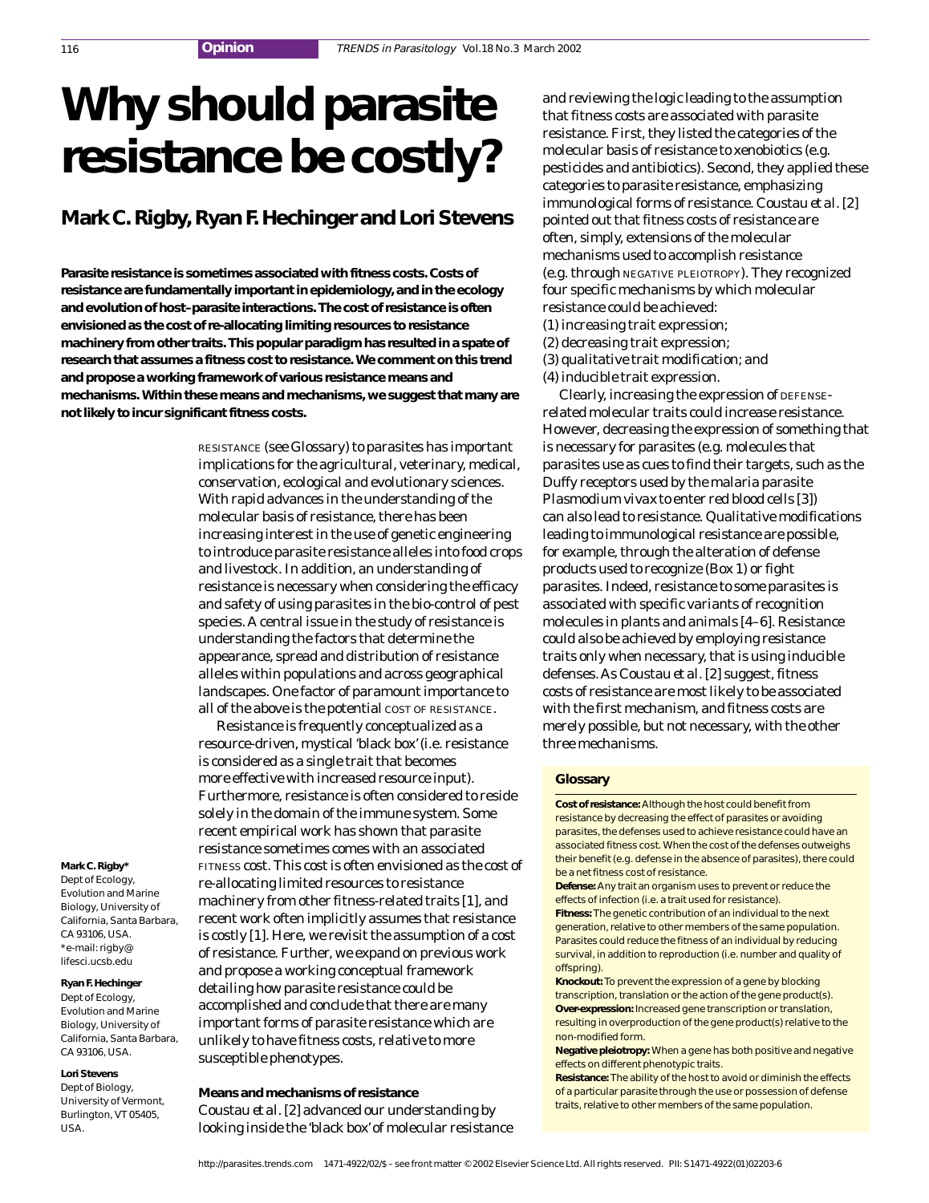# Why should parasite resistance be costly?

## Mark C. Rigby, Ryan F. Hechinger and Lori Stevens

**Parasite resistance is sometimes associated with fitness costs. Costs of resistance are fundamentally important in epidemiology, and in the ecology and evolution of host–parasite interactions. The cost of resistance is often envisioned as the cost of re-allocating limiting resources to resistance machinery from other traits. This popular paradigm has resulted in a spate of research that assumes a fitness cost to resistance. We comment on this trend and propose a working framework of various resistance means and mechanisms. Within these means and mechanisms, we suggest that many are not likely to incur significant fitness costs.**

RESISTANCE (see Glossary) to parasites has important implications for the agricultural, veterinary, medical, conservation, ecological and evolutionary sciences. With rapid advances in the understanding of the molecular basis of resistance, there has been increasing interest in the use of genetic engineering to introduce parasite resistance alleles into food crops and livestock. In addition, an understanding of resistance is necessary when considering the efficacy and safety of using parasites in the bio-control of pest species. A central issue in the study of resistance is understanding the factors that determine the appearance, spread and distribution of resistance alleles within populations and across geographical landscapes. One factor of paramount importance to all of the above is the potential COST OF RESISTANCE.

Resistance is frequently conceptualized as a resource-driven, mystical 'black box' (i.e. resistance is considered as a single trait that becomes more effective with increased resource input). Furthermore, resistance is often considered to reside solely in the domain of the immune system. Some recent empirical work has shown that parasite resistance sometimes comes with an associated FITNESS cost. This cost is often envisioned as the cost of re-allocating limited resources to resistance machinery from other fitness-related traits [1], and recent work often implicitly assumes that resistance is costly [1]. Here, we revisit the assumption of a cost of resistance. Further, we expand on previous work and propose a working conceptual framework detailing how parasite resistance could be accomplished and conclude that there are many important forms of parasite resistance which are unlikely to have fitness costs, relative to more susceptible phenotypes.

**Mark C. Rigby***
Dept of Ecology, Evolution and Marine Biology, University of California, Santa Barbara, CA 93106, USA.
*e-mail: rigby@lifesci.ucsb.edu

**Ryan F. Hechinger**
Dept of Ecology, Evolution and Marine Biology, University of California, Santa Barbara, CA 93106, USA.

**Lori Stevens**
Dept of Biology, University of Vermont, Burlington, VT 05405, USA.

### Means and mechanisms of resistance

Coustau *et al.* [2] advanced our understanding by looking inside the 'black box' of molecular resistance and reviewing the logic leading to the assumption that fitness costs are associated with parasite resistance. First, they listed the categories of the molecular basis of resistance to xenobiotics (e.g. pesticides and antibiotics). Second, they applied these categories to parasite resistance, emphasizing immunological forms of resistance. Coustau *et al.* [2] pointed out that fitness costs of resistance are often, simply, extensions of the molecular mechanisms used to accomplish resistance (e.g. through NEGATIVE PLEIOTROPY). They recognized four specific mechanisms by which molecular resistance could be achieved:

(1) increasing trait expression;
(2) decreasing trait expression;
(3) qualitative trait modification; and
(4) inducible trait expression.

Clearly, increasing the expression of DEFENSE-related molecular traits could increase resistance. However, decreasing the expression of something that is necessary for parasites (e.g. molecules that parasites use as cues to find their targets, such as the Duffy receptors used by the malaria parasite *Plasmodium vivax* to enter red blood cells [3]) can also lead to resistance. Qualitative modifications leading to immunological resistance are possible, for example, through the alteration of defense products used to recognize (Box 1) or fight parasites. Indeed, resistance to some parasites is associated with specific variants of recognition molecules in plants and animals [4–6]. Resistance could also be achieved by employing resistance traits only when necessary, that is using inducible defenses. As Coustau *et al.* [2] suggest, fitness costs of resistance are most likely to be associated with the first mechanism, and fitness costs are merely possible, but not necessary, with the other three mechanisms.

**Glossary**

**Cost of resistance:** Although the host could benefit from resistance by decreasing the effect of parasites or avoiding parasites, the defenses used to achieve resistance could have an associated fitness cost. When the cost of the defenses outweighs their benefit (e.g. defense in the absence of parasites), there could be a net fitness cost of resistance.

**Defense:** Any trait an organism uses to prevent or reduce the effects of infection (i.e. a trait used for resistance).

**Fitness:** The genetic contribution of an individual to the next generation, relative to other members of the same population. Parasites could reduce the fitness of an individual by reducing survival, in addition to reproduction (i.e. number and quality of offspring).

**Knockout:** To prevent the expression of a gene by blocking transcription, translation or the action of the gene product(s).

**Over-expression:** Increased gene transcription or translation, resulting in overproduction of the gene product(s) relative to the non-modified form.

**Negative pleiotropy:** When a gene has both positive and negative effects on different phenotypic traits.

**Resistance:** The ability of the host to avoid or diminish the effects of a particular parasite through the use or possession of defense traits, relative to other members of the same population.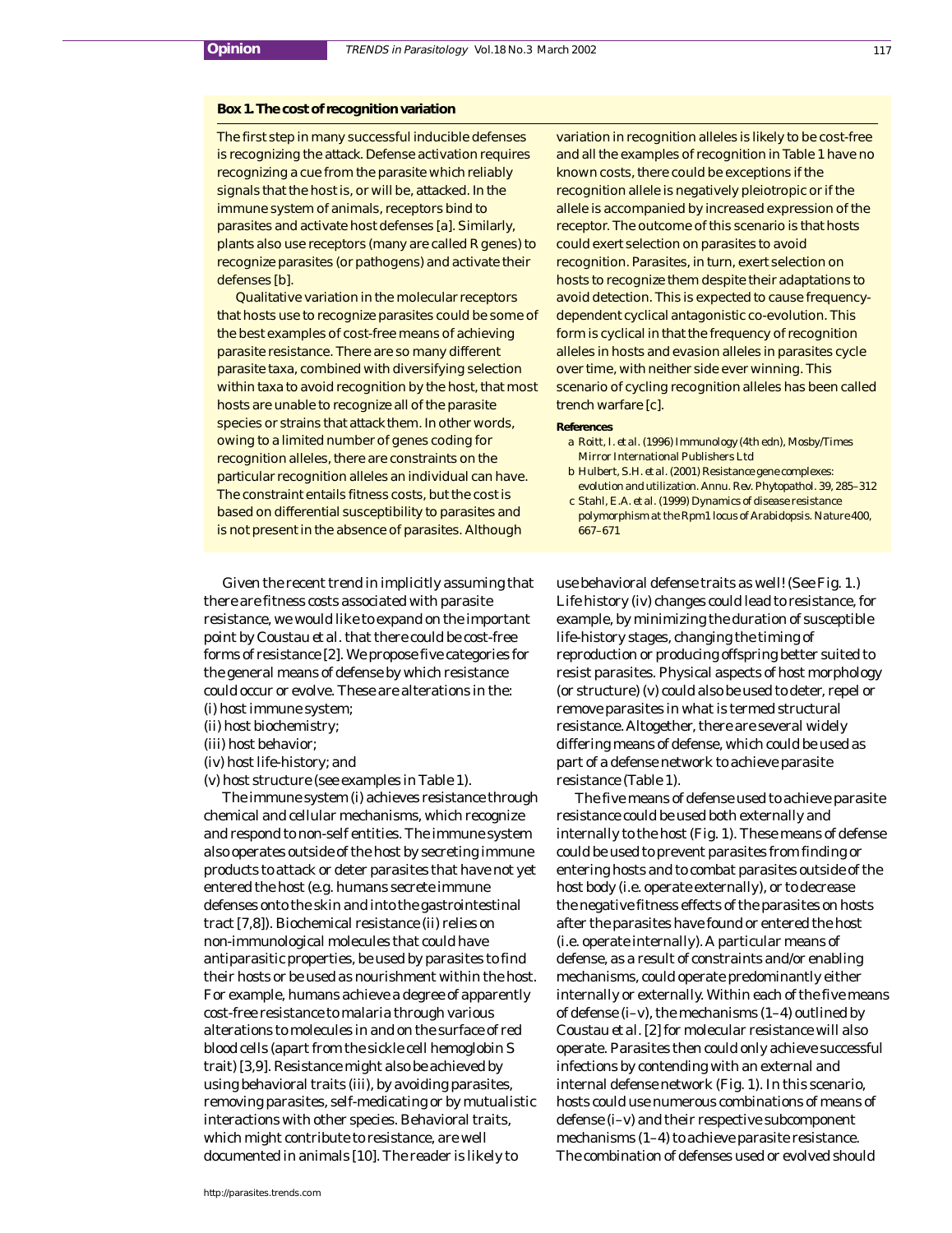### Box 1. The cost of recognition variation

The first step in many successful inducible defenses is recognizing the attack. Defense activation requires recognizing a cue from the parasite which reliably signals that the host is, or will be, attacked. In the immune system of animals, receptors bind to parasites and activate host defenses [a]. Similarly, plants also use receptors (many are called R genes) to recognize parasites (or pathogens) and activate their defenses [b].

Qualitative variation in the molecular receptors that hosts use to recognize parasites could be some of the best examples of cost-free means of achieving parasite resistance. There are so many different parasite taxa, combined with diversifying selection within taxa to avoid recognition by the host, that most hosts are unable to recognize all of the parasite species or strains that attack them. In other words, owing to a limited number of genes coding for recognition alleles, there are constraints on the particular recognition alleles an individual can have. The constraint entails fitness costs, but the cost is based on differential susceptibility to parasites and is not present in the absence of parasites. Although variation in recognition alleles is likely to be cost-free and all the examples of recognition in Table 1 have no known costs, there could be exceptions if the recognition allele is negatively pleiotropic or if the allele is accompanied by increased expression of the receptor. The outcome of this scenario is that hosts could exert selection on parasites to avoid recognition. Parasites, in turn, exert selection on hosts to recognize them despite their adaptations to avoid detection. This is expected to cause frequency-dependent cyclical antagonistic co-evolution. This form is cyclical in that the frequency of recognition alleles in hosts and evasion alleles in parasites cycle over time, with neither side ever winning. This scenario of cycling recognition alleles has been called trench warfare [c].

**References**

a Roitt, I. *et al.* (1996) *Immunology* (4th edn), Mosby/Times Mirror International Publishers Ltd

b Hulbert, S.H. *et al.* (2001) Resistance gene complexes: evolution and utilization. *Annu. Rev. Phytopathol.* 39, 285–312

c Stahl, E.A. *et al.* (1999) Dynamics of disease resistance polymorphism at the *Rpm1* locus of *Arabidopsis*. *Nature* 400, 667–671

---

Given the recent trend in implicitly assuming that there are fitness costs associated with parasite resistance, we would like to expand on the important point by Coustau *et al.* that there could be cost-free forms of resistance [2]. We propose five categories for the general means of defense by which resistance could occur or evolve. These are alterations in the:

(i) host immune system;
(ii) host biochemistry;
(iii) host behavior;
(iv) host life-history; and
(v) host structure (see examples in Table 1).

The immune system (i) achieves resistance through chemical and cellular mechanisms, which recognize and respond to non-self entities. The immune system also operates outside of the host by secreting immune products to attack or deter parasites that have not yet entered the host (e.g. humans secrete immune defenses onto the skin and into the gastrointestinal tract [7,8]). Biochemical resistance (ii) relies on non-immunological molecules that could have antiparasitic properties, be used by parasites to find their hosts or be used as nourishment within the host. For example, humans achieve a degree of apparently cost-free resistance to malaria through various alterations to molecules in and on the surface of red blood cells (apart from the sickle cell hemoglobin S trait) [3,9]. Resistance might also be achieved by using behavioral traits (iii), by avoiding parasites, removing parasites, self-medicating or by mutualistic interactions with other species. Behavioral traits, which might contribute to resistance, are well documented in animals [10]. The reader is likely to use behavioral defense traits as well! (See Fig. 1.) Life history (iv) changes could lead to resistance, for example, by minimizing the duration of susceptible life-history stages, changing the timing of reproduction or producing offspring better suited to resist parasites. Physical aspects of host morphology (or structure) (v) could also be used to deter, repel or remove parasites in what is termed structural resistance. Altogether, there are several widely differing means of defense, which could be used as part of a defense network to achieve parasite resistance (Table 1).

The five means of defense used to achieve parasite resistance could be used both externally and internally to the host (Fig. 1). These means of defense could be used to prevent parasites from finding or entering hosts and to combat parasites outside of the host body (i.e. operate externally), or to decrease the negative fitness effects of the parasites on hosts after the parasites have found or entered the host (i.e. operate internally). A particular means of defense, as a result of constraints and/or enabling mechanisms, could operate predominantly either internally or externally. Within each of the five means of defense (i–v), the mechanisms (1–4) outlined by Coustau *et al.* [2] for molecular resistance will also operate. Parasites then could only achieve successful infections by contending with an external and internal defense network (Fig. 1). In this scenario, hosts could use numerous combinations of means of defense (i–v) and their respective subcomponent mechanisms (1–4) to achieve parasite resistance. The combination of defenses used or evolved should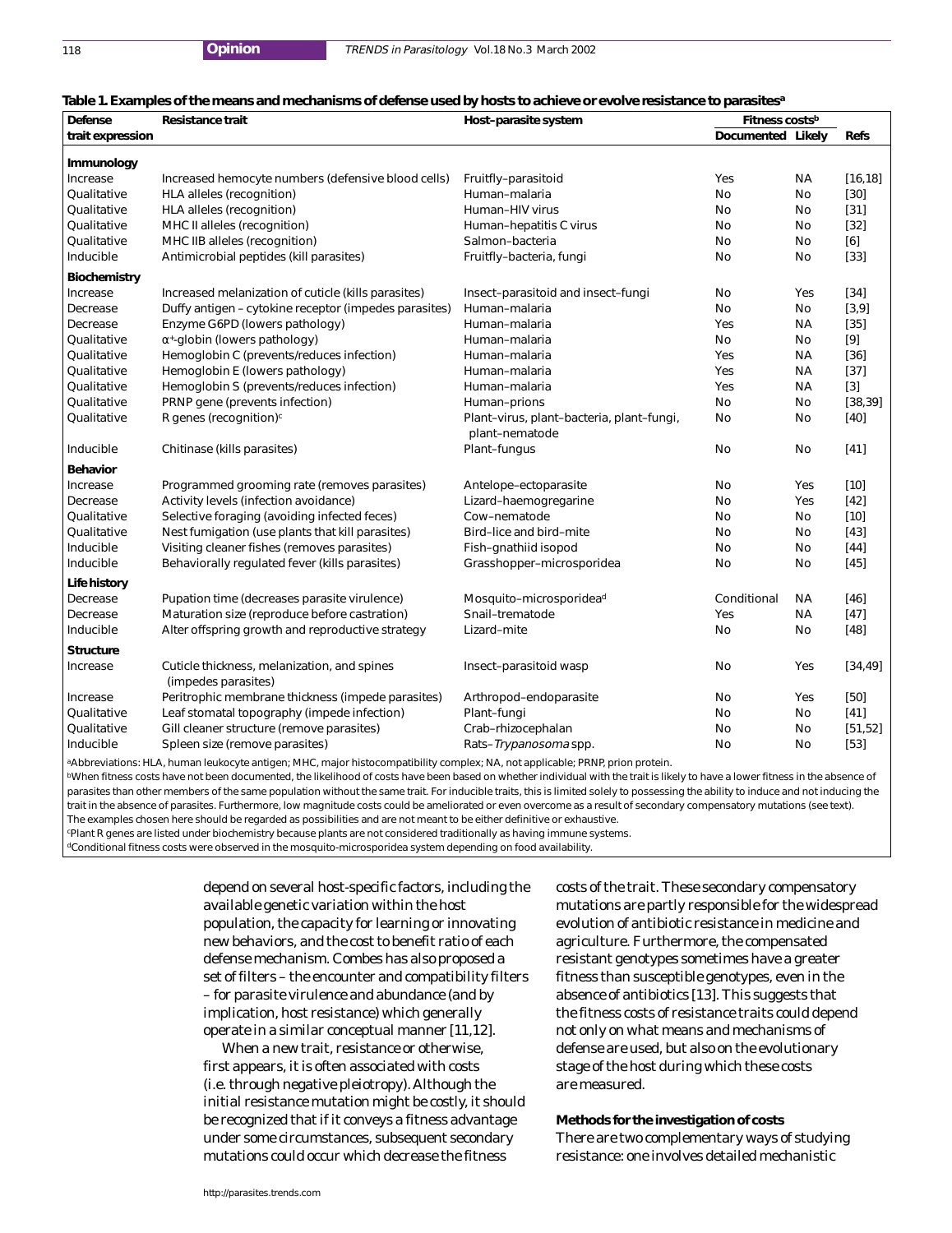**Table 1. Examples of the means and mechanisms of defense used by hosts to achieve or evolve resistance to parasites[a]**

| Defense trait expression | Resistance trait | Host–parasite system | Fitness costs[b] | | Refs |
|---|---|---|---|---|---|
| | | | Documented | Likely | |
| **Immunology** | | | | | |
| Increase | Increased hemocyte numbers (defensive blood cells) | Fruitfly–parasitoid | Yes | NA | [16,18] |
| Qualitative | HLA alleles (recognition) | Human–malaria | No | No | [30] |
| Qualitative | HLA alleles (recognition) | Human–HIV virus | No | No | [31] |
| Qualitative | MHC II alleles (recognition) | Human–hepatitis C virus | No | No | [32] |
| Qualitative | MHC IIB alleles (recognition) | Salmon–bacteria | No | No | [6] |
| Inducible | Antimicrobial peptides (kill parasites) | Fruitfly–bacteria, fungi | No | No | [33] |
| **Biochemistry** | | | | | |
| Increase | Increased melanization of cuticle (kills parasites) | Insect–parasitoid and insect–fungi | No | Yes | [34] |
| Decrease | Duffy antigen – cytokine receptor (impedes parasites) | Human–malaria | No | No | [3,9] |
| Decrease | Enzyme G6PD (lowers pathology) | Human–malaria | Yes | NA | [35] |
| Qualitative | $\alpha^{+}$-globin (lowers pathology) | Human–malaria | No | No | [9] |
| Qualitative | Hemoglobin C (prevents/reduces infection) | Human–malaria | Yes | NA | [36] |
| Qualitative | Hemoglobin E (lowers pathology) | Human–malaria | Yes | NA | [37] |
| Qualitative | Hemoglobin S (prevents/reduces infection) | Human–malaria | Yes | NA | [3] |
| Qualitative | PRNP gene (prevents infection) | Human–prions | No | No | [38,39] |
| Qualitative | R genes (recognition)[c] | Plant–virus, plant–bacteria, plant–fungi, plant–nematode | No | No | [40] |
| Inducible | Chitinase (kills parasites) | Plant–fungus | No | No | [41] |
| **Behavior** | | | | | |
| Increase | Programmed grooming rate (removes parasites) | Antelope–ectoparasite | No | Yes | [10] |
| Decrease | Activity levels (infection avoidance) | Lizard–haemogregarine | No | Yes | [42] |
| Qualitative | Selective foraging (avoiding infected feces) | Cow–nematode | No | No | [10] |
| Qualitative | Nest fumigation (use plants that kill parasites) | Bird–lice and bird–mite | No | No | [43] |
| Inducible | Visiting cleaner fishes (removes parasites) | Fish–gnathiid isopod | No | No | [44] |
| Inducible | Behaviorally regulated fever (kills parasites) | Grasshopper–microsporidea | No | No | [45] |
| **Life history** | | | | | |
| Decrease | Pupation time (decreases parasite virulence) | Mosquito–microsporidea[d] | Conditional | NA | [46] |
| Decrease | Maturation size (reproduce before castration) | Snail–trematode | Yes | NA | [47] |
| Inducible | Alter offspring growth and reproductive strategy | Lizard–mite | No | No | [48] |
| **Structure** | | | | | |
| Increase | Cuticle thickness, melanization, and spines (impedes parasites) | Insect–parasitoid wasp | No | Yes | [34,49] |
| Increase | Peritrophic membrane thickness (impede parasites) | Arthropod–endoparasite | No | Yes | [50] |
| Qualitative | Leaf stomatal topography (impede infection) | Plant–fungi | No | No | [41] |
| Qualitative | Gill cleaner structure (remove parasites) | Crab–rhizocephalan | No | No | [51,52] |
| Inducible | Spleen size (remove parasites) | Rats–*Trypanosoma* spp. | No | No | [53] |

[a]Abbreviations: HLA, human leukocyte antigen; MHC, major histocompatibility complex; NA, not applicable; PRNP, prion protein.

[b]When fitness costs have not been documented, the likelihood of costs have been based on whether individual with the trait is likely to have a lower fitness in the absence of parasites than other members of the same population without the same trait. For inducible traits, this is limited solely to possessing the ability to induce and not inducing the trait in the absence of parasites. Furthermore, low magnitude costs could be ameliorated or even overcome as a result of secondary compensatory mutations (see text). The examples chosen here should be regarded as possibilities and are not meant to be either definitive or exhaustive.

[c]Plant R genes are listed under biochemistry because plants are not considered traditionally as having immune systems.

[d]Conditional fitness costs were observed in the mosquito-microsporidea system depending on food availability.

depend on several host-specific factors, including the available genetic variation within the host population, the capacity for learning or innovating new behaviors, and the cost to benefit ratio of each defense mechanism. Combes has also proposed a set of filters – the encounter and compatibility filters – for parasite virulence and abundance (and by implication, host resistance) which generally operate in a similar conceptual manner [11,12].

When a new trait, resistance or otherwise, first appears, it is often associated with costs (i.e. through negative pleiotropy). Although the initial resistance mutation might be costly, it should be recognized that if it conveys a fitness advantage under some circumstances, subsequent secondary mutations could occur which decrease the fitness costs of the trait. These secondary compensatory mutations are partly responsible for the widespread evolution of antibiotic resistance in medicine and agriculture. Furthermore, the compensated resistant genotypes sometimes have a greater fitness than susceptible genotypes, even in the absence of antibiotics [13]. This suggests that the fitness costs of resistance traits could depend not only on what means and mechanisms of defense are used, but also on the evolutionary stage of the host during which these costs are measured.

### Methods for the investigation of costs

There are two complementary ways of studying resistance: one involves detailed mechanistic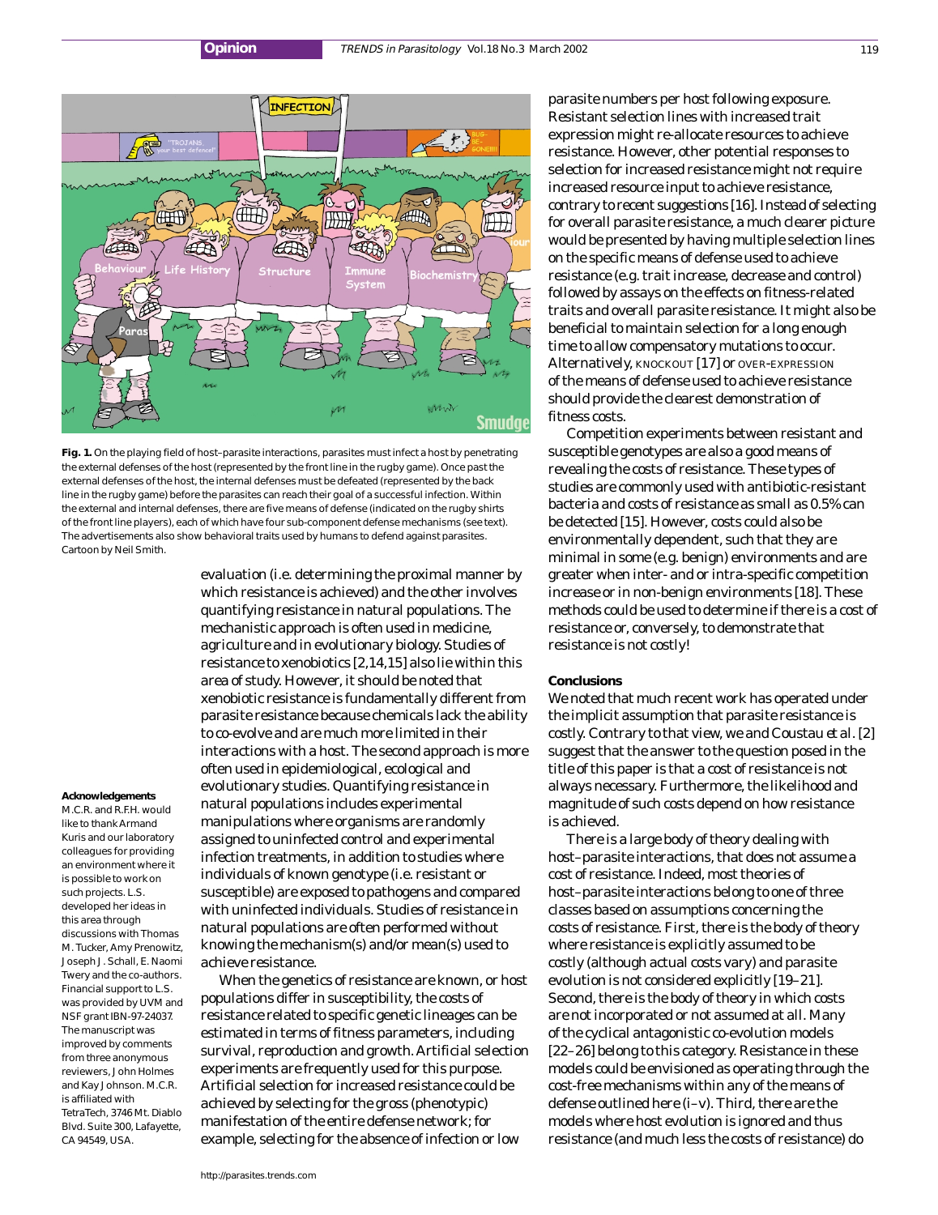**Fig. 1.** On the playing field of host–parasite interactions, parasites must infect a host by penetrating the external defenses of the host (represented by the front line in the rugby game). Once past the external defenses of the host, the internal defenses must be defeated (represented by the back line in the rugby game) before the parasites can reach their goal of a successful infection. Within the external and internal defenses, there are five means of defense (indicated on the rugby shirts of the front line players), each of which have four sub-component defense mechanisms (see text). The advertisements also show behavioral traits used by humans to defend against parasites. Cartoon by Neil Smith.

evaluation (i.e. determining the proximal manner by which resistance is achieved) and the other involves quantifying resistance in natural populations. The mechanistic approach is often used in medicine, agriculture and in evolutionary biology. Studies of resistance to xenobiotics [2,14,15] also lie within this area of study. However, it should be noted that xenobiotic resistance is fundamentally different from parasite resistance because chemicals lack the ability to co-evolve and are much more limited in their interactions with a host. The second approach is more often used in epidemiological, ecological and evolutionary studies. Quantifying resistance in natural populations includes experimental manipulations where organisms are randomly assigned to uninfected control and experimental infection treatments, in addition to studies where individuals of known genotype (i.e. resistant or susceptible) are exposed to pathogens and compared with uninfected individuals. Studies of resistance in natural populations are often performed without knowing the mechanism(s) and/or mean(s) used to achieve resistance.

When the genetics of resistance are known, or host populations differ in susceptibility, the costs of resistance related to specific genetic lineages can be estimated in terms of fitness parameters, including survival, reproduction and growth. Artificial selection experiments are frequently used for this purpose. Artificial selection for increased resistance could be achieved by selecting for the gross (phenotypic) manifestation of the entire defense network; for example, selecting for the absence of infection or low parasite numbers per host following exposure. Resistant selection lines with increased trait expression might re-allocate resources to achieve resistance. However, other potential responses to selection for increased resistance might not require increased resource input to achieve resistance, contrary to recent suggestions [16]. Instead of selecting for overall parasite resistance, a much clearer picture would be presented by having multiple selection lines on the specific means of defense used to achieve resistance (e.g. trait increase, decrease and control) followed by assays on the effects on fitness-related traits and overall parasite resistance. It might also be beneficial to maintain selection for a long enough time to allow compensatory mutations to occur. Alternatively, KNOCKOUT [17] or OVER-EXPRESSION of the means of defense used to achieve resistance should provide the clearest demonstration of fitness costs.

Competition experiments between resistant and susceptible genotypes are also a good means of revealing the costs of resistance. These types of studies are commonly used with antibiotic-resistant bacteria and costs of resistance as small as 0.5% can be detected [15]. However, costs could also be environmentally dependent, such that they are minimal in some (e.g. benign) environments and are greater when inter- and or intra-specific competition increase or in non-benign environments [18]. These methods could be used to determine if there is a cost of resistance or, conversely, to demonstrate that resistance is not costly!

### Conclusions

We noted that much recent work has operated under the implicit assumption that parasite resistance is costly. Contrary to that view, we and Coustau *et al.* [2] suggest that the answer to the question posed in the title of this paper is that a cost of resistance is not always necessary. Furthermore, the likelihood and magnitude of such costs depend on how resistance is achieved.

There is a large body of theory dealing with host–parasite interactions, that does not assume a cost of resistance. Indeed, most theories of host–parasite interactions belong to one of three classes based on assumptions concerning the costs of resistance. First, there is the body of theory where resistance is explicitly assumed to be costly (although actual costs vary) and parasite evolution is not considered explicitly [19–21]. Second, there is the body of theory in which costs are not incorporated or not assumed at all. Many of the cyclical antagonistic co-evolution models [22–26] belong to this category. Resistance in these models could be envisioned as operating through the cost-free mechanisms within any of the means of defense outlined here (i–v). Third, there are the models where host evolution is ignored and thus resistance (and much less the costs of resistance) do

#### Acknowledgements

M.C.R. and R.F.H. would like to thank Armand Kuris and our laboratory colleagues for providing an environment where it is possible to work on such projects. L.S. developed her ideas in this area through discussions with Thomas M. Tucker, Amy Prenowitz, Joseph J. Schall, E. Naomi Twery and the co-authors. Financial support to L.S. was provided by UVM and NSF grant IBN-97-24037. The manuscript was improved by comments from three anonymous reviewers, John Holmes and Kay Johnson. M.C.R. is affiliated with TetraTech, 3746 Mt. Diablo Blvd. Suite 300, Lafayette, CA 94549, USA.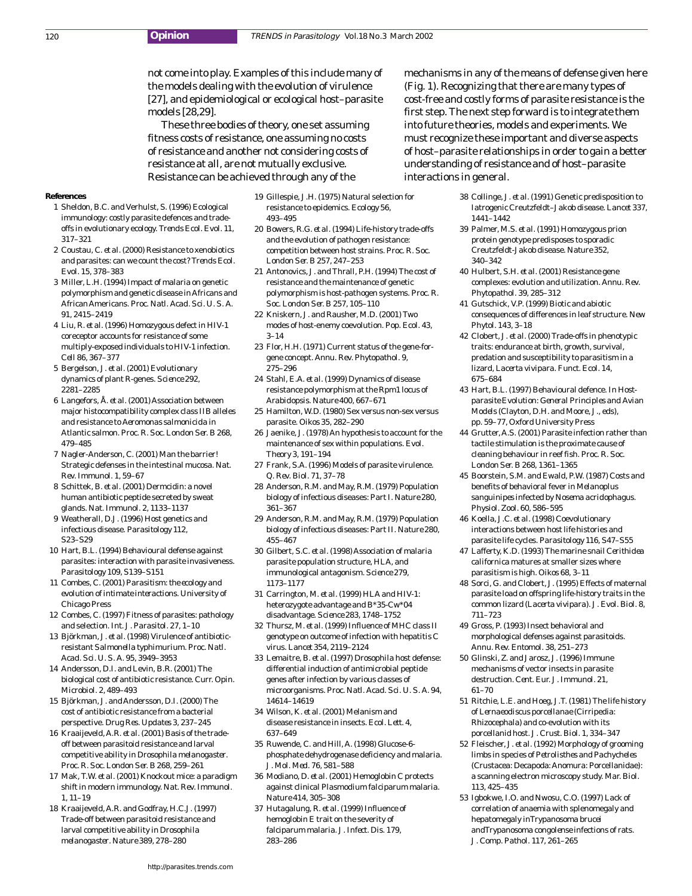not come into play. Examples of this include many of the models dealing with the evolution of virulence [27], and epidemiological or ecological host–parasite models [28,29].

These three bodies of theory, one set assuming fitness costs of resistance, one assuming no costs of resistance and another not considering costs of resistance at all, are not mutually exclusive. Resistance can be achieved through any of the mechanisms in any of the means of defense given here (Fig. 1). Recognizing that there are many types of cost-free and costly forms of parasite resistance is the first step. The next step forward is to integrate them into future theories, models and experiments. We must recognize these important and diverse aspects of host–parasite relationships in order to gain a better understanding of resistance and of host–parasite interactions in general.

**References**

1 Sheldon, B.C. and Verhulst, S. (1996) Ecological immunology: costly parasite defences and trade-offs in evolutionary ecology. *Trends Ecol. Evol.* 11, 317–321

2 Coustau, C. *et al.* (2000) Resistance to xenobiotics and parasites: can we count the cost? *Trends Ecol. Evol.* 15, 378–383

3 Miller, L.H. (1994) Impact of malaria on genetic polymorphism and genetic disease in Africans and African Americans. *Proc. Natl. Acad. Sci. U. S. A.* 91, 2415–2419

4 Liu, R. *et al.* (1996) Homozygous defect in HIV-1 coreceptor accounts for resistance of some multiply-exposed individuals to HIV-1 infection. *Cell* 86, 367–377

5 Bergelson, J. *et al.* (2001) Evolutionary dynamics of plant R-genes. *Science* 292, 2281–2285

6 Langefors, Å. *et al.* (2001) Association between major histocompatibility complex class IIB alleles and resistance to *Aeromonas salmonicida* in Atlantic salmon. *Proc. R. Soc. London Ser. B* 268, 479–485

7 Nagler-Anderson, C. (2001) Man the barrier! Strategic defenses in the intestinal mucosa. *Nat. Rev. Immunol.* 1, 59–67

8 Schittek, B. *et al.* (2001) Dermcidin: a novel human antibiotic peptide secreted by sweat glands. *Nat. Immunol.* 2, 1133–1137

9 Weatherall, D.J. (1996) Host genetics and infectious disease. *Parasitology* 112, S23–S29

10 Hart, B.L. (1994) Behavioural defense against parasites: interaction with parasite invasiveness. *Parasitology* 109, S139–S151

11 Combes, C. (2001) *Parasitism: the ecology and evolution of intimate interactions*. University of Chicago Press

12 Combes, C. (1997) Fitness of parasites: pathology and selection. *Int. J. Parasitol.* 27, 1–10

13 Björkman, J. *et al.* (1998) Virulence of antibiotic-resistant *Salmonella typhimurium*. *Proc. Natl. Acad. Sci. U. S. A.* 95, 3949–3953

14 Andersson, D.I. and Levin, B.R. (2001) The biological cost of antibiotic resistance. *Curr. Opin. Microbiol.* 2, 489–493

15 Björkman, J. and Andersson, D.I. (2000) The cost of antibiotic resistance from a bacterial perspective. *Drug Res. Updates* 3, 237–245

16 Kraaijeveld, A.R. *et al.* (2001) Basis of the trade-off between parasitoid resistance and larval competitive ability in *Drosophila melanogaster*. *Proc. R. Soc. London Ser. B* 268, 259–261

17 Mak, T.W. *et al.* (2001) Knockout mice: a paradigm shift in modern immunology. *Nat. Rev. Immunol.* 1, 11–19

18 Kraaijeveld, A.R. and Godfray, H.C.J. (1997) Trade-off between parasitoid resistance and larval competitive ability in *Drosophila melanogaster*. *Nature* 389, 278–280

19 Gillespie, J.H. (1975) Natural selection for resistance to epidemics. *Ecology* 56, 493–495

20 Bowers, R.G. *et al.* (1994) Life-history trade-offs and the evolution of pathogen resistance: competition between host strains. *Proc. R. Soc. London Ser. B* 257, 247–253

21 Antonovics, J. and Thrall, P.H. (1994) The cost of resistance and the maintenance of genetic polymorphism is host-pathogen systems. *Proc. R. Soc. London Ser. B* 257, 105–110

22 Kniskern, J. and Rausher, M.D. (2001) Two modes of host-enemy coevolution. *Pop. Ecol.* 43, 3–14

23 Flor, H.H. (1971) Current status of the gene-for-gene concept. *Annu. Rev. Phytopathol.* 9, 275–296

24 Stahl, E.A. *et al.* (1999) Dynamics of disease resistance polymorphism at the Rpm1 locus of *Arabidopsis*. *Nature* 400, 667–671

25 Hamilton, W.D. (1980) Sex versus non-sex versus parasite. *Oikos* 35, 282–290

26 Jaenike, J. (1978) An hypothesis to account for the maintenance of sex within populations. *Evol. Theory* 3, 191–194

27 Frank, S.A. (1996) Models of parasite virulence. *Q. Rev. Biol.* 71, 37–78

28 Anderson, R.M. and May, R.M. (1979) Population biology of infectious diseases: Part I. *Nature* 280, 361–367

29 Anderson, R.M. and May, R.M. (1979) Population biology of infectious diseases: Part II. *Nature* 280, 455–467

30 Gilbert, S.C. *et al.* (1998) Association of malaria parasite population structure, HLA, and immunological antagonism. *Science* 279, 1173–1177

31 Carrington, M. *et al.* (1999) HLA and HIV-1: heterozygote advantage and B*35-Cw*04 disadvantage. *Science* 283, 1748–1752

32 Thursz, M. *et al.* (1999) Influence of MHC class II genotype on outcome of infection with hepatitis C virus. *Lancet* 354, 2119–2124

33 Lemaitre, B. *et al.* (1997) *Drosophila* host defense: differential induction of antimicrobial peptide genes after infection by various classes of microorganisms. *Proc. Natl. Acad. Sci. U. S. A.* 94, 14614–14619

34 Wilson, K. *et al.* (2001) Melanism and disease resistance in insects. *Ecol. Lett.* 4, 637–649

35 Ruwende, C. and Hill, A. (1998) Glucose-6-phosphate dehydrogenase deficiency and malaria. *J. Mol. Med.* 76, 581–588

36 Modiano, D. *et al.* (2001) Hemoglobin C protects against clinical *Plasmodium falciparum* malaria. *Nature* 414, 305–308

37 Hutagalung, R. *et al.* (1999) Influence of hemoglobin E trait on the severity of falciparum malaria. *J. Infect. Dis.* 179, 283–286

38 Collinge, J. *et al.* (1991) Genetic predisposition to Iatrogenic Creutzfeldt–Jakob disease. *Lancet* 337, 1441–1442

39 Palmer, M.S. *et al.* (1991) Homozygous prion protein genotype predisposes to sporadic Creutzfeldt-Jakob disease. *Nature* 352, 340–342

40 Hulbert, S.H. *et al.* (2001) Resistance gene complexes: evolution and utilization. *Annu. Rev. Phytopathol.* 39, 285–312

41 Gutschick, V.P. (1999) Biotic and abiotic consequences of differences in leaf structure. *New Phytol.* 143, 3–18

42 Clobert, J. *et al.* (2000) Trade-offs in phenotypic traits: endurance at birth, growth, survival, predation and susceptibility to parasitism in a lizard, *Lacerta vivipara*. *Funct. Ecol.* 14, 675–684

43 Hart, B.L. (1997) Behavioural defence. In *Host-parasite Evolution: General Principles and Avian Models* (Clayton, D.H. and Moore, J., eds), pp. 59–77, Oxford University Press

44 Grutter, A.S. (2001) Parasite infection rather than tactile stimulation is the proximate cause of cleaning behaviour in reef fish. *Proc. R. Soc. London Ser. B* 268, 1361–1365

45 Boorstein, S.M. and Ewald, P.W. (1987) Costs and benefits of behavioral fever in *Melanoplus sanguinipes* infected by *Nosema acridophagus*. *Physiol. Zool.* 60, 586–595

46 Koella, J.C. *et al.* (1998) Coevolutionary interactions between host life histories and parasite life cycles. *Parasitology* 116, S47–S55

47 Lafferty, K.D. (1993) The marine snail *Cerithidea californica* matures at smaller sizes where parasitism is high. *Oikos* 68, 3–11

48 Sorci, G. and Clobert, J. (1995) Effects of maternal parasite load on offspring life-history traits in the common lizard (*Lacerta vivipara*). *J. Evol. Biol.* 8, 711–723

49 Gross, P. (1993) Insect behavioral and morphological defenses against parasitoids. *Annu. Rev. Entomol.* 38, 251–273

50 Glinski, Z. and Jarosz, J. (1996) Immune mechanisms of vector insects in parasite destruction. *Cent. Eur. J. Immunol.* 21, 61–70

51 Ritchie, L.E. and Hoeg, J.T. (1981) The life history of *Lernaeodiscus porcellanae* (Cirripedia: Rhizocephala) and co-evolution with its porcellanid host. *J. Crust. Biol.* 1, 334–347

52 Fleischer, J. *et al.* (1992) Morphology of grooming limbs in species of *Petrolisthes* and *Pachycheles* (Crustacea: Decapoda: Anomura: Porcellanidae): a scanning electron microscopy study. *Mar. Biol.* 113, 425–435

53 Igbokwe, I.O. and Nwosu, C.O. (1997) Lack of correlation of anaemia with splenomegaly and hepatomegaly in *Trypanosoma brucei* and *Trypanosoma congolense* infections of rats. *J. Comp. Pathol.* 117, 261–265